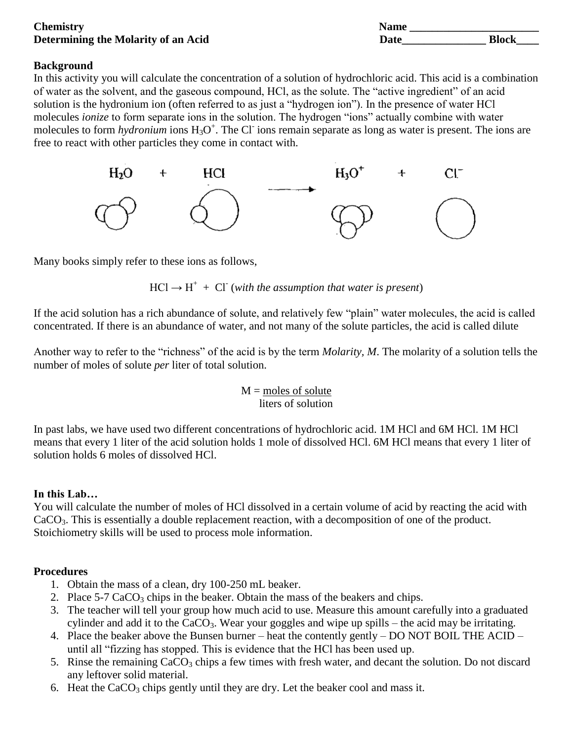**Chemistry**
**Determining the Molarity of an Acid**

**Name** ________________________
**Date**_______________ **Block**____

## Background

In this activity you will calculate the concentration of a solution of hydrochloric acid. This acid is a combination of water as the solvent, and the gaseous compound, HCl, as the solute. The "active ingredient" of an acid solution is the hydronium ion (often referred to as just a "hydrogen ion"). In the presence of water HCl molecules *ionize* to form separate ions in the solution. The hydrogen "ions" actually combine with water molecules to form *hydronium* ions $H_3O^+$. The $Cl^-$ ions remain separate as long as water is present. The ions are free to react with other particles they come in contact with.

$$H_2O + HCl \longrightarrow H_3O^+ + Cl^-$$

Many books simply refer to these ions as follows,

$HCl \rightarrow H^+ + Cl^-$ (*with the assumption that water is present*)

If the acid solution has a rich abundance of solute, and relatively few "plain" water molecules, the acid is called concentrated. If there is an abundance of water, and not many of the solute particles, the acid is called dilute

Another way to refer to the "richness" of the acid is by the term *Molarity, M*. The molarity of a solution tells the number of moles of solute *per* liter of total solution.

$$M = \frac{\text{moles of solute}}{\text{liters of solution}}$$

In past labs, we have used two different concentrations of hydrochloric acid. 1M HCl and 6M HCl. 1M HCl means that every 1 liter of the acid solution holds 1 mole of dissolved HCl. 6M HCl means that every 1 liter of solution holds 6 moles of dissolved HCl.

## In this Lab…

You will calculate the number of moles of HCl dissolved in a certain volume of acid by reacting the acid with $CaCO_3$. This is essentially a double replacement reaction, with a decomposition of one of the product. Stoichiometry skills will be used to process mole information.

## Procedures

1. Obtain the mass of a clean, dry 100-250 mL beaker.
2. Place 5-7 $CaCO_3$ chips in the beaker. Obtain the mass of the beakers and chips.
3. The teacher will tell your group how much acid to use. Measure this amount carefully into a graduated cylinder and add it to the $CaCO_3$. Wear your goggles and wipe up spills – the acid may be irritating.
4. Place the beaker above the Bunsen burner – heat the contently gently – DO NOT BOIL THE ACID – until all "fizzing has stopped. This is evidence that the HCl has been used up.
5. Rinse the remaining $CaCO_3$ chips a few times with fresh water, and decant the solution. Do not discard any leftover solid material.
6. Heat the $CaCO_3$ chips gently until they are dry. Let the beaker cool and mass it.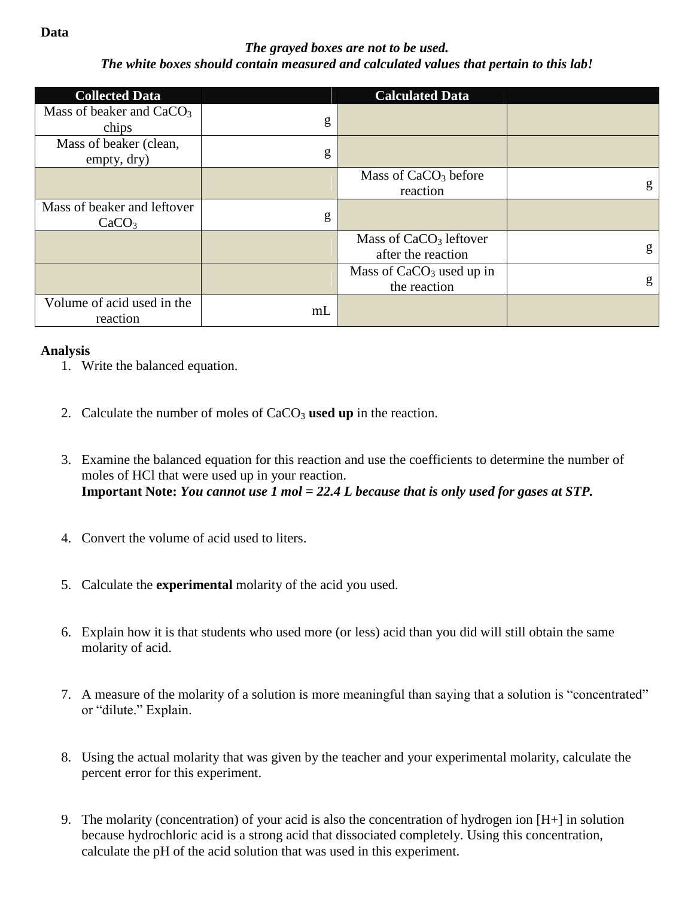**Data**

***The grayed boxes are not to be used.***
***The white boxes should contain measured and calculated values that pertain to this lab!***

| Collected Data | | Calculated Data | |
|---|---|---|---|
| Mass of beaker and $CaCO_3$ chips | g | | |
| Mass of beaker (clean, empty, dry) | g | | |
| | | Mass of $CaCO_3$ before reaction | g |
| Mass of beaker and leftover $CaCO_3$ | g | | |
| | | Mass of $CaCO_3$ leftover after the reaction | g |
| | | Mass of $CaCO_3$ used up in the reaction | g |
| Volume of acid used in the reaction | mL | | |

**Analysis**

1. Write the balanced equation.

2. Calculate the number of moles of $CaCO_3$ **used up** in the reaction.

3. Examine the balanced equation for this reaction and use the coefficients to determine the number of moles of HCl that were used up in your reaction.
   **Important Note:** ***You cannot use 1 mol = 22.4 L because that is only used for gases at STP.***

4. Convert the volume of acid used to liters.

5. Calculate the **experimental** molarity of the acid you used.

6. Explain how it is that students who used more (or less) acid than you did will still obtain the same molarity of acid.

7. A measure of the molarity of a solution is more meaningful than saying that a solution is "concentrated" or "dilute." Explain.

8. Using the actual molarity that was given by the teacher and your experimental molarity, calculate the percent error for this experiment.

9. The molarity (concentration) of your acid is also the concentration of hydrogen ion [H+] in solution because hydrochloric acid is a strong acid that dissociated completely. Using this concentration, calculate the pH of the acid solution that was used in this experiment.